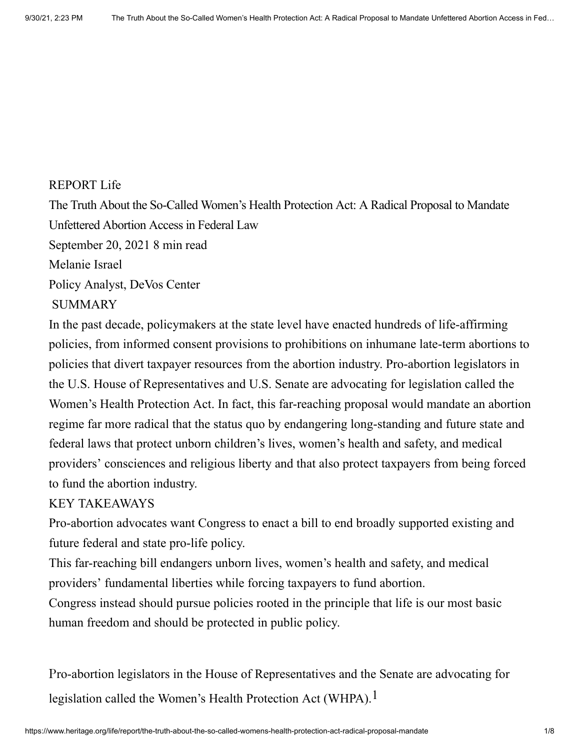REPORT Life

# The Truth About the So-Called Women's Health Protection Act: A Radical Proposal to Mandate Unfettered Abortion Access in Federal Law

September 20, 2021 8 min read

Melanie Israel

Policy Analyst, DeVos Center

## SUMMARY

In the past decade, policymakers at the state level have enacted hundreds of life-affirming policies, from informed consent provisions to prohibitions on inhumane late-term abortions to policies that divert taxpayer resources from the abortion industry. Pro-abortion legislators in the U.S. House of Representatives and U.S. Senate are advocating for legislation called the Women's Health Protection Act. In fact, this far-reaching proposal would mandate an abortion regime far more radical that the status quo by endangering long-standing and future state and federal laws that protect unborn children's lives, women's health and safety, and medical providers' consciences and religious liberty and that also protect taxpayers from being forced to fund the abortion industry.

## KEY TAKEAWAYS

Pro-abortion advocates want Congress to enact a bill to end broadly supported existing and future federal and state pro-life policy.

This far-reaching bill endangers unborn lives, women's health and safety, and medical providers' fundamental liberties while forcing taxpayers to fund abortion.

Congress instead should pursue policies rooted in the principle that life is our most basic human freedom and should be protected in public policy.

Pro-abortion legislators in the House of Representatives and the Senate are advocating for legislation called the Women's Health Protection Act (WHPA).[1]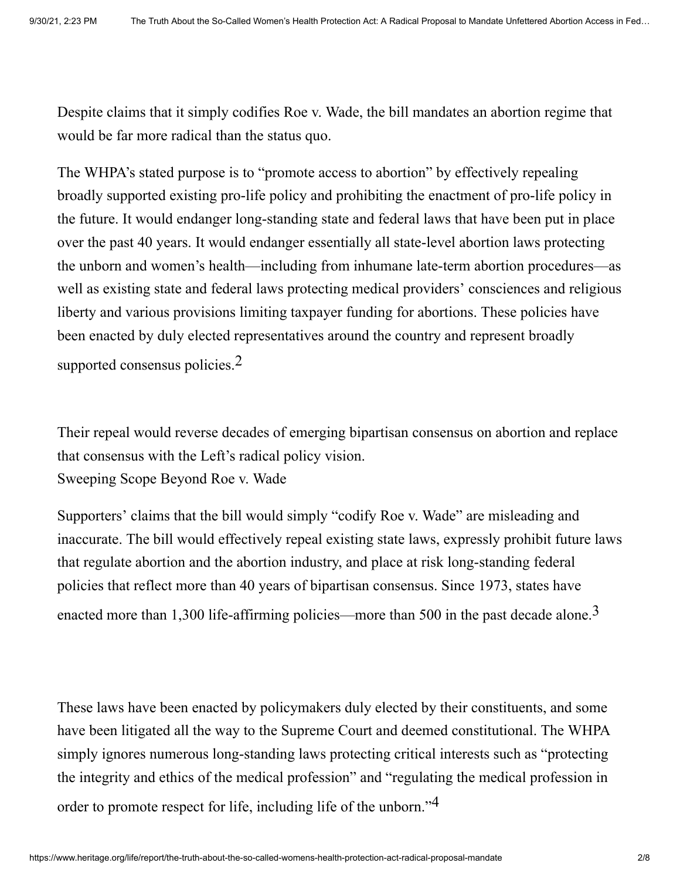Despite claims that it simply codifies Roe v. Wade, the bill mandates an abortion regime that would be far more radical than the status quo.

The WHPA's stated purpose is to "promote access to abortion" by effectively repealing broadly supported existing pro-life policy and prohibiting the enactment of pro-life policy in the future. It would endanger long-standing state and federal laws that have been put in place over the past 40 years. It would endanger essentially all state-level abortion laws protecting the unborn and women's health—including from inhumane late-term abortion procedures—as well as existing state and federal laws protecting medical providers' consciences and religious liberty and various provisions limiting taxpayer funding for abortions. These policies have been enacted by duly elected representatives around the country and represent broadly supported consensus policies.[2]

Their repeal would reverse decades of emerging bipartisan consensus on abortion and replace that consensus with the Left's radical policy vision.

## Sweeping Scope Beyond Roe v. Wade

Supporters' claims that the bill would simply "codify Roe v. Wade" are misleading and inaccurate. The bill would effectively repeal existing state laws, expressly prohibit future laws that regulate abortion and the abortion industry, and place at risk long-standing federal policies that reflect more than 40 years of bipartisan consensus. Since 1973, states have enacted more than 1,300 life-affirming policies—more than 500 in the past decade alone.[3]

These laws have been enacted by policymakers duly elected by their constituents, and some have been litigated all the way to the Supreme Court and deemed constitutional. The WHPA simply ignores numerous long-standing laws protecting critical interests such as "protecting the integrity and ethics of the medical profession" and "regulating the medical profession in order to promote respect for life, including life of the unborn."[4]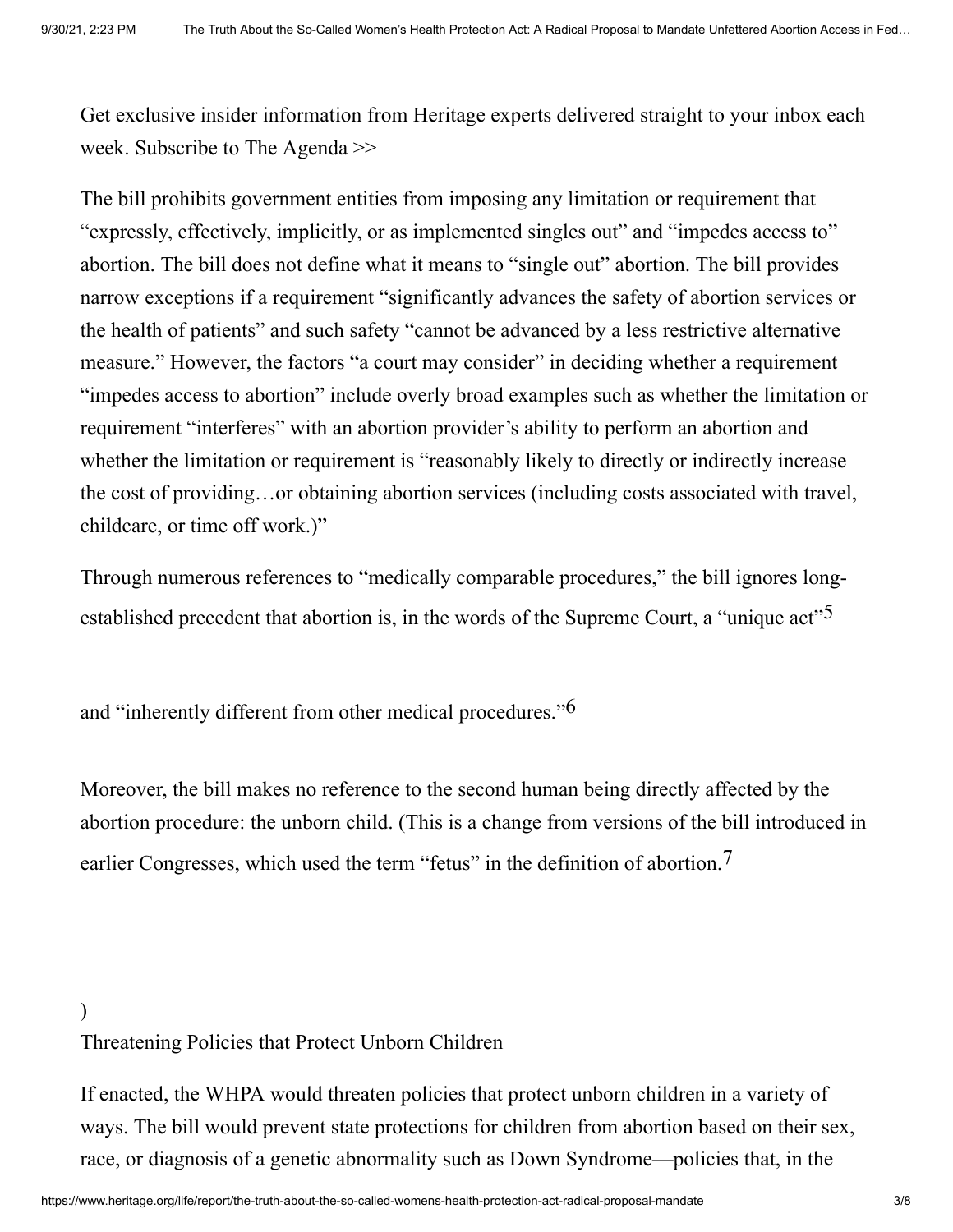Get exclusive insider information from Heritage experts delivered straight to your inbox each week. Subscribe to The Agenda >>

The bill prohibits government entities from imposing any limitation or requirement that "expressly, effectively, implicitly, or as implemented singles out" and "impedes access to" abortion. The bill does not define what it means to "single out" abortion. The bill provides narrow exceptions if a requirement "significantly advances the safety of abortion services or the health of patients" and such safety "cannot be advanced by a less restrictive alternative measure." However, the factors "a court may consider" in deciding whether a requirement "impedes access to abortion" include overly broad examples such as whether the limitation or requirement "interferes" with an abortion provider's ability to perform an abortion and whether the limitation or requirement is "reasonably likely to directly or indirectly increase the cost of providing…or obtaining abortion services (including costs associated with travel, childcare, or time off work.)"

Through numerous references to "medically comparable procedures," the bill ignores long-established precedent that abortion is, in the words of the Supreme Court, a "unique act"[5] and "inherently different from other medical procedures."[6]

Moreover, the bill makes no reference to the second human being directly affected by the abortion procedure: the unborn child. (This is a change from versions of the bill introduced in earlier Congresses, which used the term "fetus" in the definition of abortion.[7])

## Threatening Policies that Protect Unborn Children

If enacted, the WHPA would threaten policies that protect unborn children in a variety of ways. The bill would prevent state protections for children from abortion based on their sex, race, or diagnosis of a genetic abnormality such as Down Syndrome—policies that, in the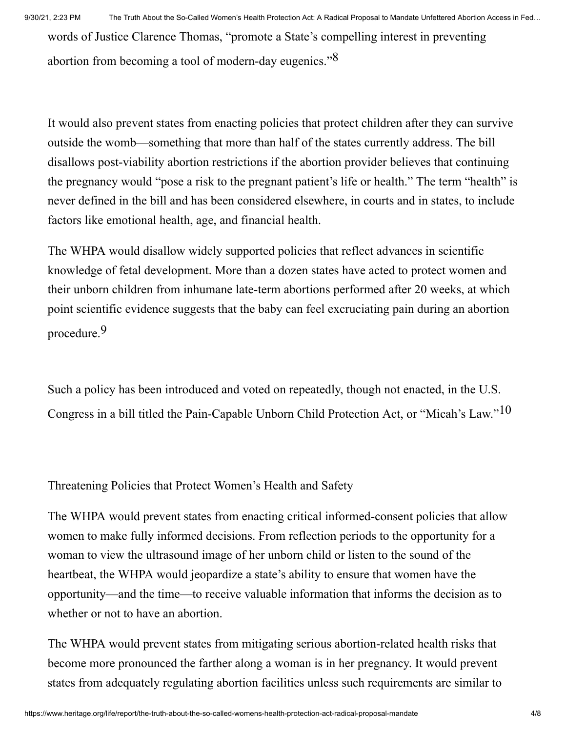words of Justice Clarence Thomas, “promote a State’s compelling interest in preventing abortion from becoming a tool of modern-day eugenics.”[8]

It would also prevent states from enacting policies that protect children after they can survive outside the womb—something that more than half of the states currently address. The bill disallows post-viability abortion restrictions if the abortion provider believes that continuing the pregnancy would “pose a risk to the pregnant patient’s life or health.” The term “health” is never defined in the bill and has been considered elsewhere, in courts and in states, to include factors like emotional health, age, and financial health.

The WHPA would disallow widely supported policies that reflect advances in scientific knowledge of fetal development. More than a dozen states have acted to protect women and their unborn children from inhumane late-term abortions performed after 20 weeks, at which point scientific evidence suggests that the baby can feel excruciating pain during an abortion procedure.[9]

Such a policy has been introduced and voted on repeatedly, though not enacted, in the U.S. Congress in a bill titled the Pain-Capable Unborn Child Protection Act, or “Micah’s Law.”[10]

## Threatening Policies that Protect Women’s Health and Safety

The WHPA would prevent states from enacting critical informed-consent policies that allow women to make fully informed decisions. From reflection periods to the opportunity for a woman to view the ultrasound image of her unborn child or listen to the sound of the heartbeat, the WHPA would jeopardize a state’s ability to ensure that women have the opportunity—and the time—to receive valuable information that informs the decision as to whether or not to have an abortion.

The WHPA would prevent states from mitigating serious abortion-related health risks that become more pronounced the farther along a woman is in her pregnancy. It would prevent states from adequately regulating abortion facilities unless such requirements are similar to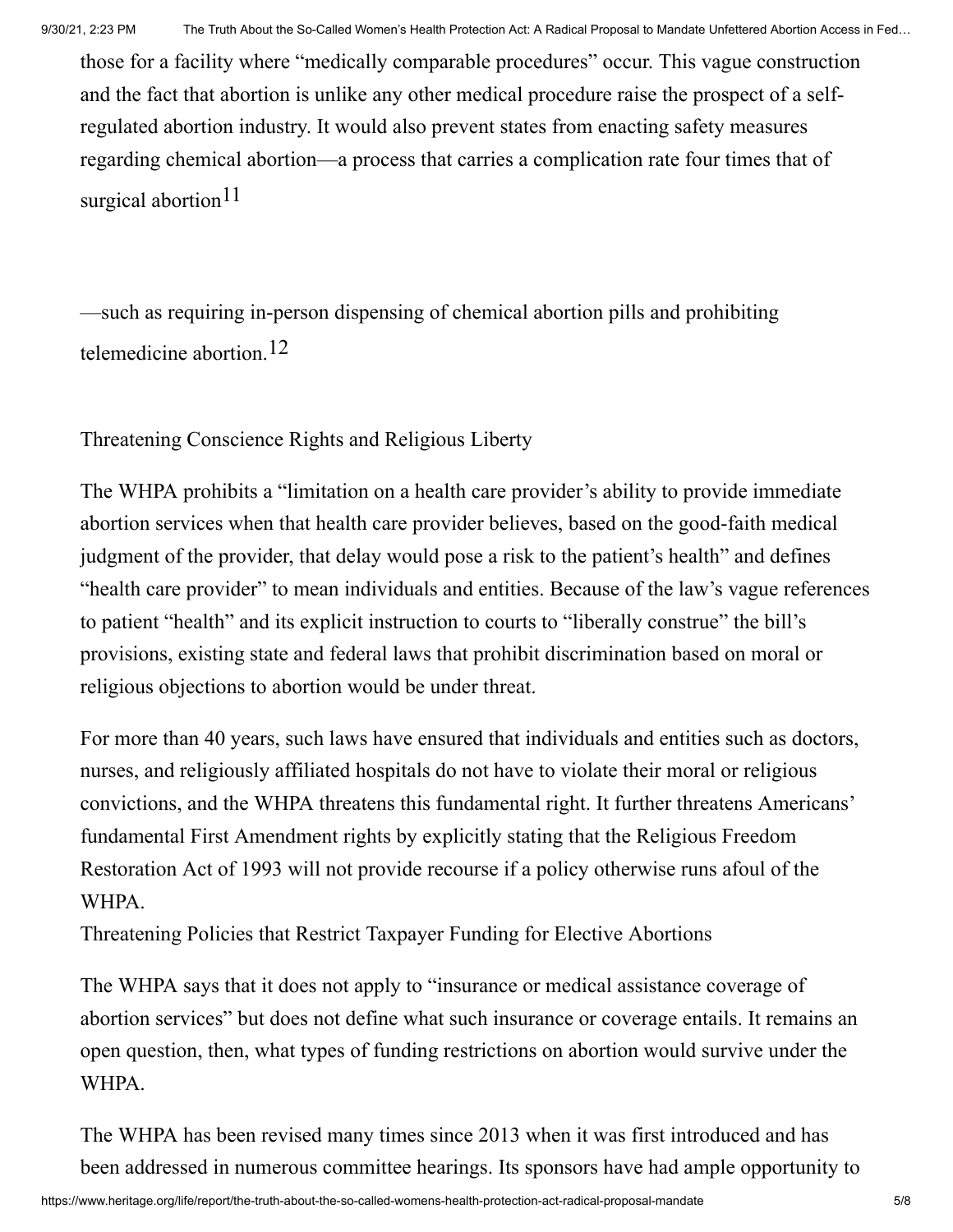those for a facility where "medically comparable procedures" occur. This vague construction and the fact that abortion is unlike any other medical procedure raise the prospect of a self-regulated abortion industry. It would also prevent states from enacting safety measures regarding chemical abortion—a process that carries a complication rate four times that of surgical abortion[11]

—such as requiring in-person dispensing of chemical abortion pills and prohibiting telemedicine abortion.[12]

## Threatening Conscience Rights and Religious Liberty

The WHPA prohibits a "limitation on a health care provider's ability to provide immediate abortion services when that health care provider believes, based on the good-faith medical judgment of the provider, that delay would pose a risk to the patient's health" and defines "health care provider" to mean individuals and entities. Because of the law's vague references to patient "health" and its explicit instruction to courts to "liberally construe" the bill's provisions, existing state and federal laws that prohibit discrimination based on moral or religious objections to abortion would be under threat.

For more than 40 years, such laws have ensured that individuals and entities such as doctors, nurses, and religiously affiliated hospitals do not have to violate their moral or religious convictions, and the WHPA threatens this fundamental right. It further threatens Americans' fundamental First Amendment rights by explicitly stating that the Religious Freedom Restoration Act of 1993 will not provide recourse if a policy otherwise runs afoul of the WHPA.

## Threatening Policies that Restrict Taxpayer Funding for Elective Abortions

The WHPA says that it does not apply to "insurance or medical assistance coverage of abortion services" but does not define what such insurance or coverage entails. It remains an open question, then, what types of funding restrictions on abortion would survive under the WHPA.

The WHPA has been revised many times since 2013 when it was first introduced and has been addressed in numerous committee hearings. Its sponsors have had ample opportunity to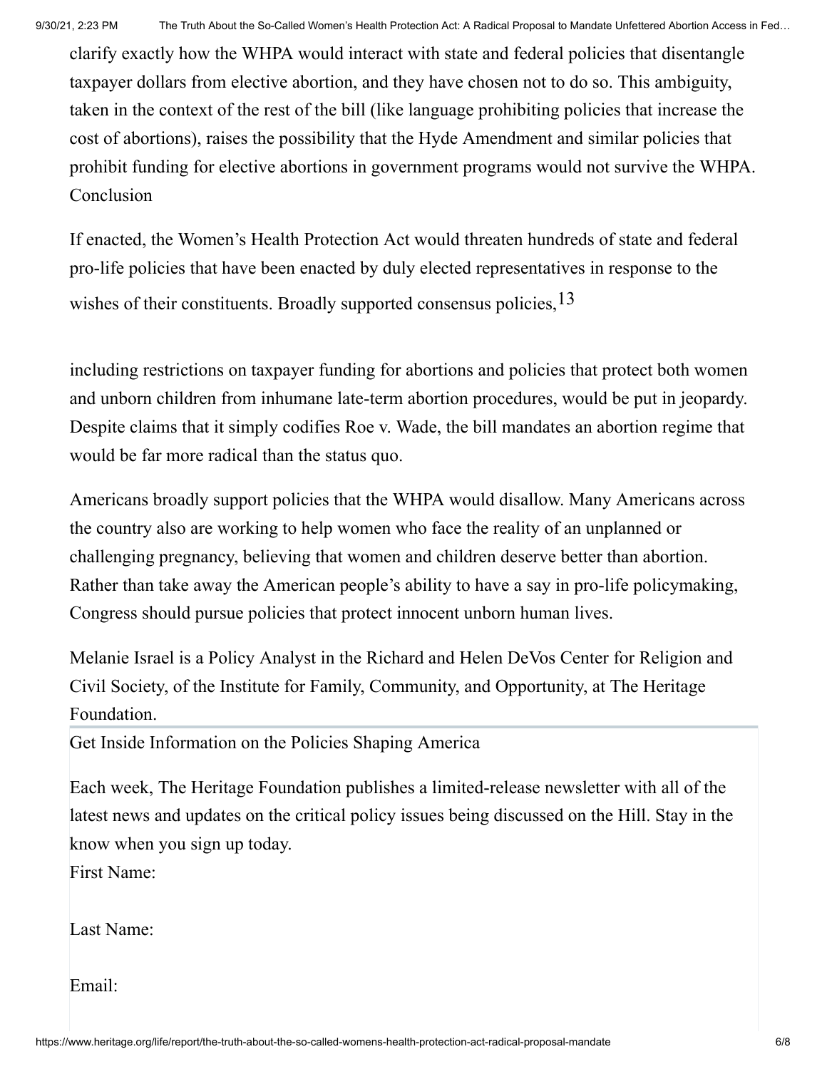clarify exactly how the WHPA would interact with state and federal policies that disentangle taxpayer dollars from elective abortion, and they have chosen not to do so. This ambiguity, taken in the context of the rest of the bill (like language prohibiting policies that increase the cost of abortions), raises the possibility that the Hyde Amendment and similar policies that prohibit funding for elective abortions in government programs would not survive the WHPA.

## Conclusion

If enacted, the Women's Health Protection Act would threaten hundreds of state and federal pro-life policies that have been enacted by duly elected representatives in response to the wishes of their constituents. Broadly supported consensus policies,[13] including restrictions on taxpayer funding for abortions and policies that protect both women and unborn children from inhumane late-term abortion procedures, would be put in jeopardy. Despite claims that it simply codifies Roe v. Wade, the bill mandates an abortion regime that would be far more radical than the status quo.

Americans broadly support policies that the WHPA would disallow. Many Americans across the country also are working to help women who face the reality of an unplanned or challenging pregnancy, believing that women and children deserve better than abortion. Rather than take away the American people's ability to have a say in pro-life policymaking, Congress should pursue policies that protect innocent unborn human lives.

Melanie Israel is a Policy Analyst in the Richard and Helen DeVos Center for Religion and Civil Society, of the Institute for Family, Community, and Opportunity, at The Heritage Foundation.

Get Inside Information on the Policies Shaping America

Each week, The Heritage Foundation publishes a limited-release newsletter with all of the latest news and updates on the critical policy issues being discussed on the Hill. Stay in the know when you sign up today.

First Name:

Last Name:

Email: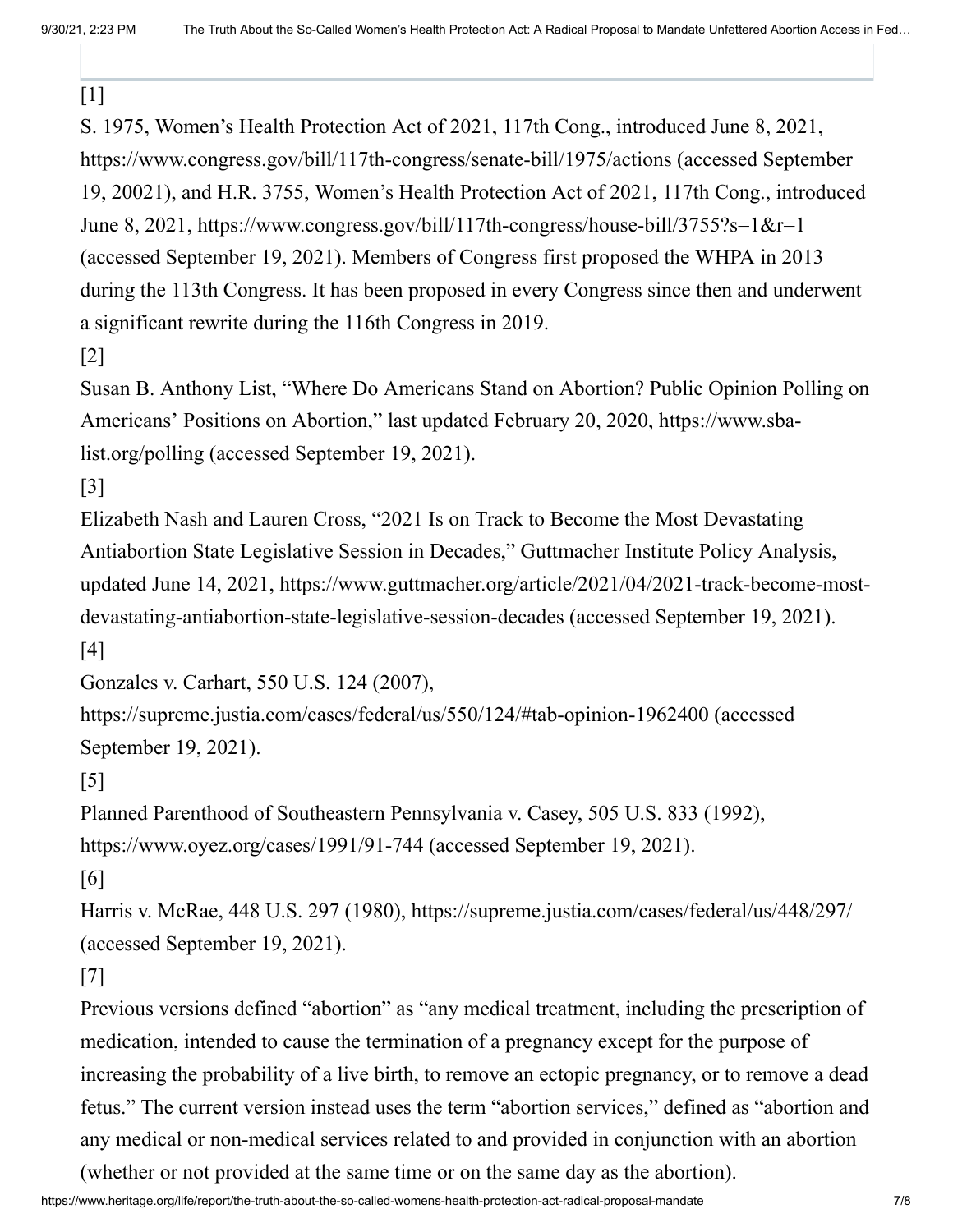[1]

S. 1975, Women's Health Protection Act of 2021, 117th Cong., introduced June 8, 2021, https://www.congress.gov/bill/117th-congress/senate-bill/1975/actions (accessed September 19, 20021), and H.R. 3755, Women's Health Protection Act of 2021, 117th Cong., introduced June 8, 2021, https://www.congress.gov/bill/117th-congress/house-bill/3755?s=1&r=1 (accessed September 19, 2021). Members of Congress first proposed the WHPA in 2013 during the 113th Congress. It has been proposed in every Congress since then and underwent a significant rewrite during the 116th Congress in 2019.

[2]

Susan B. Anthony List, "Where Do Americans Stand on Abortion? Public Opinion Polling on Americans' Positions on Abortion," last updated February 20, 2020, https://www.sba-list.org/polling (accessed September 19, 2021).

[3]

Elizabeth Nash and Lauren Cross, "2021 Is on Track to Become the Most Devastating Antiabortion State Legislative Session in Decades," Guttmacher Institute Policy Analysis, updated June 14, 2021, https://www.guttmacher.org/article/2021/04/2021-track-become-most-devastating-antiabortion-state-legislative-session-decades (accessed September 19, 2021).

[4]

Gonzales v. Carhart, 550 U.S. 124 (2007), https://supreme.justia.com/cases/federal/us/550/124/#tab-opinion-1962400 (accessed September 19, 2021).

[5]

Planned Parenthood of Southeastern Pennsylvania v. Casey, 505 U.S. 833 (1992), https://www.oyez.org/cases/1991/91-744 (accessed September 19, 2021).

[6]

Harris v. McRae, 448 U.S. 297 (1980), https://supreme.justia.com/cases/federal/us/448/297/ (accessed September 19, 2021).

[7]

Previous versions defined "abortion" as "any medical treatment, including the prescription of medication, intended to cause the termination of a pregnancy except for the purpose of increasing the probability of a live birth, to remove an ectopic pregnancy, or to remove a dead fetus." The current version instead uses the term "abortion services," defined as "abortion and any medical or non-medical services related to and provided in conjunction with an abortion (whether or not provided at the same time or on the same day as the abortion).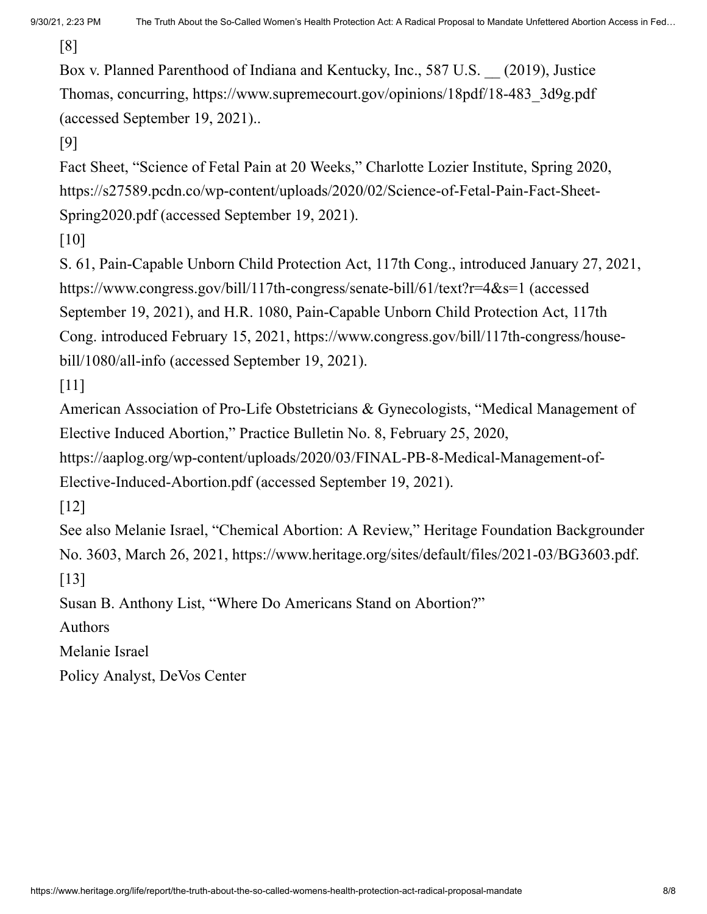[8]

Box v. Planned Parenthood of Indiana and Kentucky, Inc., 587 U.S. __ (2019), Justice Thomas, concurring, https://www.supremecourt.gov/opinions/18pdf/18-483_3d9g.pdf (accessed September 19, 2021)..

[9]

Fact Sheet, "Science of Fetal Pain at 20 Weeks," Charlotte Lozier Institute, Spring 2020, https://s27589.pcdn.co/wp-content/uploads/2020/02/Science-of-Fetal-Pain-Fact-Sheet-Spring2020.pdf (accessed September 19, 2021).

[10]

S. 61, Pain-Capable Unborn Child Protection Act, 117th Cong., introduced January 27, 2021, https://www.congress.gov/bill/117th-congress/senate-bill/61/text?r=4&s=1 (accessed September 19, 2021), and H.R. 1080, Pain-Capable Unborn Child Protection Act, 117th Cong. introduced February 15, 2021, https://www.congress.gov/bill/117th-congress/house-bill/1080/all-info (accessed September 19, 2021).

[11]

American Association of Pro-Life Obstetricians & Gynecologists, "Medical Management of Elective Induced Abortion," Practice Bulletin No. 8, February 25, 2020, https://aaplog.org/wp-content/uploads/2020/03/FINAL-PB-8-Medical-Management-of-Elective-Induced-Abortion.pdf (accessed September 19, 2021).

[12]

See also Melanie Israel, "Chemical Abortion: A Review," Heritage Foundation Backgrounder No. 3603, March 26, 2021, https://www.heritage.org/sites/default/files/2021-03/BG3603.pdf.

[13]

Susan B. Anthony List, "Where Do Americans Stand on Abortion?"

Authors

Melanie Israel

Policy Analyst, DeVos Center